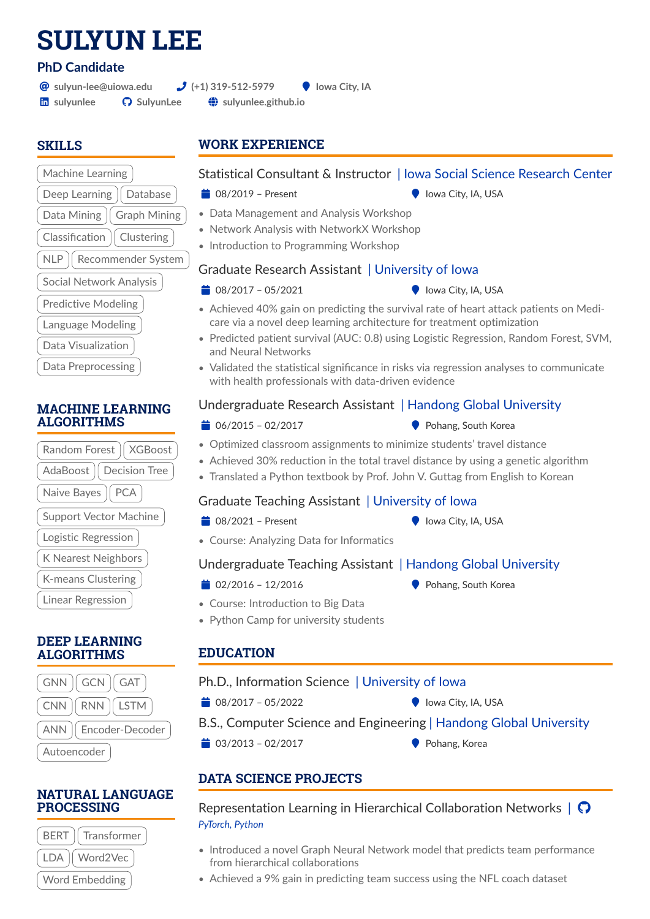# SULYUN LEE

**PhD Candidate**

sulyun-lee@uiowa.edu | (+1) 319-512-5979 | Iowa City, IA
sulyunlee | SulyunLee | sulyunlee.github.io

## SKILLS

Machine Learning · Deep Learning · Database · Data Mining · Graph Mining · Classification · Clustering · NLP · Recommender System · Social Network Analysis · Predictive Modeling · Language Modeling · Data Visualization · Data Preprocessing

## MACHINE LEARNING ALGORITHMS

Random Forest · XGBoost · AdaBoost · Decision Tree · Naive Bayes · PCA · Support Vector Machine · Logistic Regression · K Nearest Neighbors · K-means Clustering · Linear Regression

## DEEP LEARNING ALGORITHMS

GNN · GCN · GAT · CNN · RNN · LSTM · ANN · Encoder-Decoder · Autoencoder

## NATURAL LANGUAGE PROCESSING

BERT · Transformer · LDA · Word2Vec · Word Embedding

## WORK EXPERIENCE

### Statistical Consultant & Instructor | Iowa Social Science Research Center

08/2019 – Present | Iowa City, IA, USA

- Data Management and Analysis Workshop
- Network Analysis with NetworkX Workshop
- Introduction to Programming Workshop

### Graduate Research Assistant | University of Iowa

08/2017 – 05/2021 | Iowa City, IA, USA

- Achieved 40% gain on predicting the survival rate of heart attack patients on Medicare via a novel deep learning architecture for treatment optimization
- Predicted patient survival (AUC: 0.8) using Logistic Regression, Random Forest, SVM, and Neural Networks
- Validated the statistical significance in risks via regression analyses to communicate with health professionals with data-driven evidence

### Undergraduate Research Assistant | Handong Global University

06/2015 – 02/2017 | Pohang, South Korea

- Optimized classroom assignments to minimize students' travel distance
- Achieved 30% reduction in the total travel distance by using a genetic algorithm
- Translated a Python textbook by Prof. John V. Guttag from English to Korean

### Graduate Teaching Assistant | University of Iowa

08/2021 – Present | Iowa City, IA, USA

- Course: Analyzing Data for Informatics

### Undergraduate Teaching Assistant | Handong Global University

02/2016 – 12/2016 | Pohang, South Korea

- Course: Introduction to Big Data
- Python Camp for university students

## EDUCATION

### Ph.D., Information Science | University of Iowa

08/2017 – 05/2022 | Iowa City, IA, USA

### B.S., Computer Science and Engineering | Handong Global University

03/2013 – 02/2017 | Pohang, Korea

## DATA SCIENCE PROJECTS

### Representation Learning in Hierarchical Collaboration Networks |

*PyTorch, Python*

- Introduced a novel Graph Neural Network model that predicts team performance from hierarchical collaborations
- Achieved a 9% gain in predicting team success using the NFL coach dataset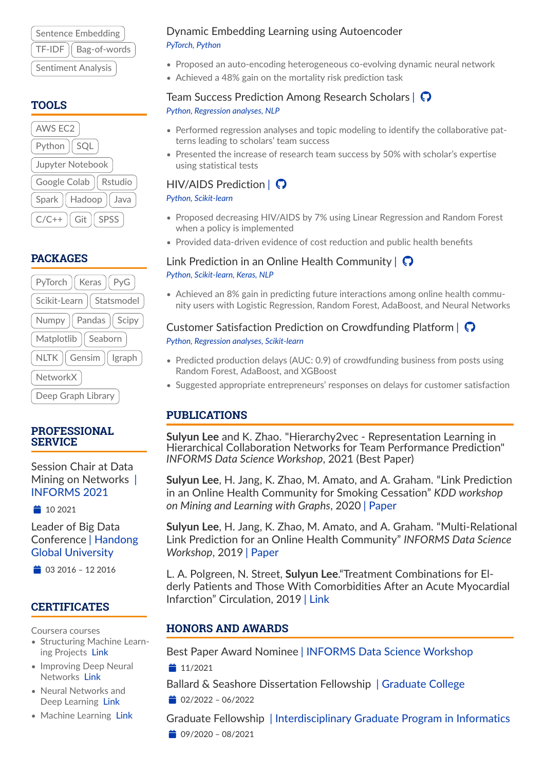Sentence Embedding
TF-IDF
Bag-of-words
Sentiment Analysis

## TOOLS

AWS EC2
Python
SQL
Jupyter Notebook
Google Colab
Rstudio
Spark
Hadoop
Java
C/C++
Git
SPSS

## PACKAGES

PyTorch
Keras
PyG
Scikit-Learn
Statsmodel
Numpy
Pandas
Scipy
Matplotlib
Seaborn
NLTK
Gensim
Igraph
NetworkX
Deep Graph Library

## PROFESSIONAL SERVICE

Session Chair at Data Mining on Networks | INFORMS 2021

10 2021

Leader of Big Data Conference | Handong Global University

03 2016 – 12 2016

## CERTIFICATES

Coursera courses

- Structuring Machine Learning Projects Link
- Improving Deep Neural Networks Link
- Neural Networks and Deep Learning Link
- Machine Learning Link

### Dynamic Embedding Learning using Autoencoder

*PyTorch, Python*

- Proposed an auto-encoding heterogeneous co-evolving dynamic neural network
- Achieved a 48% gain on the mortality risk prediction task

### Team Success Prediction Among Research Scholars |

*Python, Regression analyses, NLP*

- Performed regression analyses and topic modeling to identify the collaborative patterns leading to scholars' team success
- Presented the increase of research team success by 50% with scholar's expertise using statistical tests

### HIV/AIDS Prediction |

*Python, Scikit-learn*

- Proposed decreasing HIV/AIDS by 7% using Linear Regression and Random Forest when a policy is implemented
- Provided data-driven evidence of cost reduction and public health benefits

### Link Prediction in an Online Health Community |

*Python, Scikit-learn, Keras, NLP*

- Achieved an 8% gain in predicting future interactions among online health community users with Logistic Regression, Random Forest, AdaBoost, and Neural Networks

### Customer Satisfaction Prediction on Crowdfunding Platform |

*Python, Regression analyses, Scikit-learn*

- Predicted production delays (AUC: 0.9) of crowdfunding business from posts using Random Forest, AdaBoost, and XGBoost
- Suggested appropriate entrepreneurs' responses on delays for customer satisfaction

## PUBLICATIONS

**Sulyun Lee** and K. Zhao. "Hierarchy2vec - Representation Learning in Hierarchical Collaboration Networks for Team Performance Prediction" *INFORMS Data Science Workshop*, 2021 (Best Paper)

**Sulyun Lee**, H. Jang, K. Zhao, M. Amato, and A. Graham. "Link Prediction in an Online Health Community for Smoking Cessation" *KDD workshop on Mining and Learning with Graphs*, 2020 | Paper

**Sulyun Lee**, H. Jang, K. Zhao, M. Amato, and A. Graham. "Multi-Relational Link Prediction for an Online Health Community" *INFORMS Data Science Workshop*, 2019 | Paper

L. A. Polgreen, N. Street, **Sulyun Lee**."Treatment Combinations for Elderly Patients and Those With Comorbidities After an Acute Myocardial Infarction" Circulation, 2019 | Link

## HONORS AND AWARDS

Best Paper Award Nominee | INFORMS Data Science Workshop

11/2021

Ballard & Seashore Dissertation Fellowship | Graduate College

02/2022 – 06/2022

Graduate Fellowship | Interdisciplinary Graduate Program in Informatics

09/2020 – 08/2021